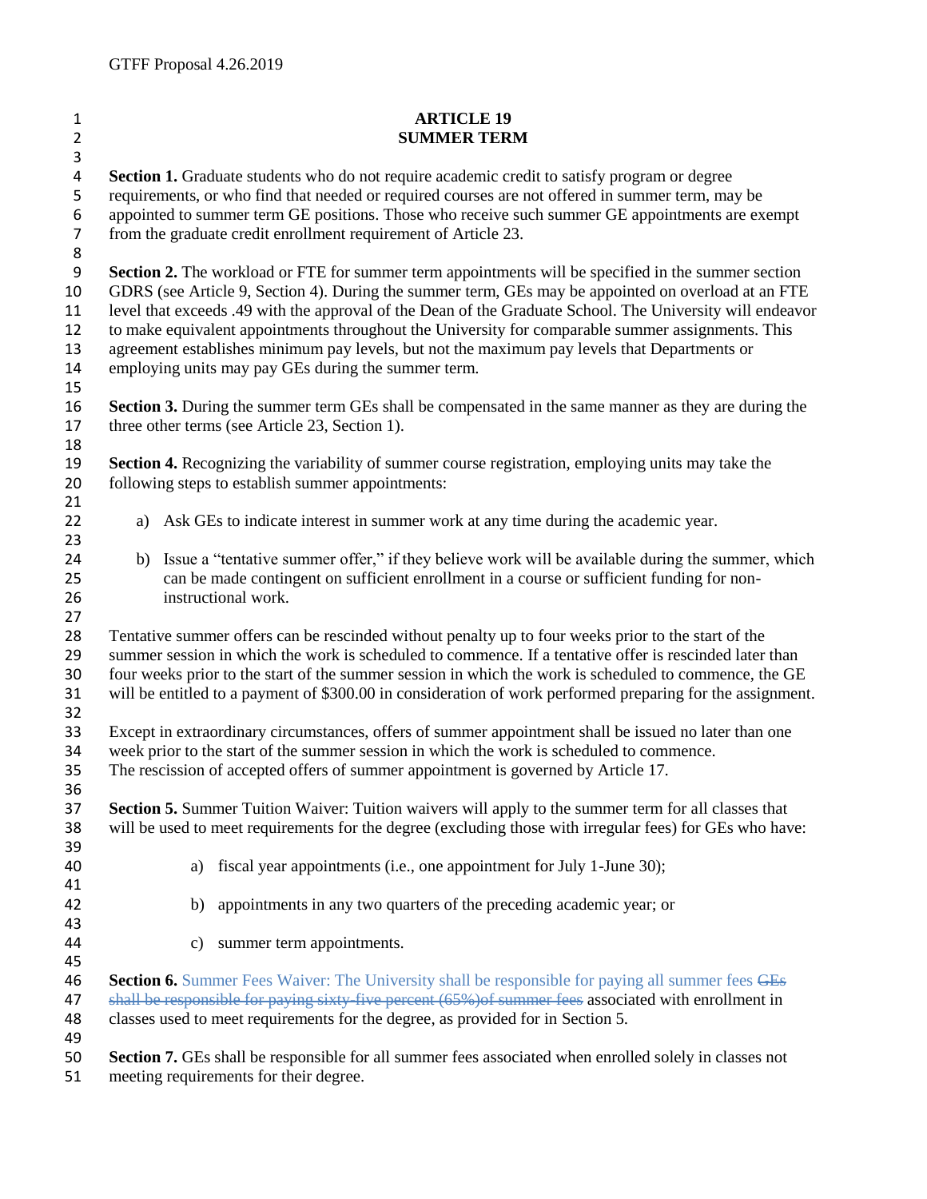# ARTICLE 19
# SUMMER TERM

**Section 1.** Graduate students who do not require academic credit to satisfy program or degree requirements, or who find that needed or required courses are not offered in summer term, may be appointed to summer term GE positions. Those who receive such summer GE appointments are exempt from the graduate credit enrollment requirement of Article 23.

**Section 2.** The workload or FTE for summer term appointments will be specified in the summer section GDRS (see Article 9, Section 4). During the summer term, GEs may be appointed on overload at an FTE level that exceeds .49 with the approval of the Dean of the Graduate School. The University will endeavor to make equivalent appointments throughout the University for comparable summer assignments. This agreement establishes minimum pay levels, but not the maximum pay levels that Departments or employing units may pay GEs during the summer term.

**Section 3.** During the summer term GEs shall be compensated in the same manner as they are during the three other terms (see Article 23, Section 1).

**Section 4.** Recognizing the variability of summer course registration, employing units may take the following steps to establish summer appointments:

a) Ask GEs to indicate interest in summer work at any time during the academic year.

b) Issue a "tentative summer offer," if they believe work will be available during the summer, which can be made contingent on sufficient enrollment in a course or sufficient funding for non-instructional work.

Tentative summer offers can be rescinded without penalty up to four weeks prior to the start of the summer session in which the work is scheduled to commence. If a tentative offer is rescinded later than four weeks prior to the start of the summer session in which the work is scheduled to commence, the GE will be entitled to a payment of $300.00 in consideration of work performed preparing for the assignment.

Except in extraordinary circumstances, offers of summer appointment shall be issued no later than one week prior to the start of the summer session in which the work is scheduled to commence. The rescission of accepted offers of summer appointment is governed by Article 17.

**Section 5.** Summer Tuition Waiver: Tuition waivers will apply to the summer term for all classes that will be used to meet requirements for the degree (excluding those with irregular fees) for GEs who have:

a) fiscal year appointments (i.e., one appointment for July 1-June 30);

b) appointments in any two quarters of the preceding academic year; or

c) summer term appointments.

**Section 6.** Summer Fees Waiver: The University shall be responsible for paying all summer fees ~~GEs shall be responsible for paying sixty-five percent (65%)of summer fees~~ associated with enrollment in classes used to meet requirements for the degree, as provided for in Section 5.

**Section 7.** GEs shall be responsible for all summer fees associated when enrolled solely in classes not meeting requirements for their degree.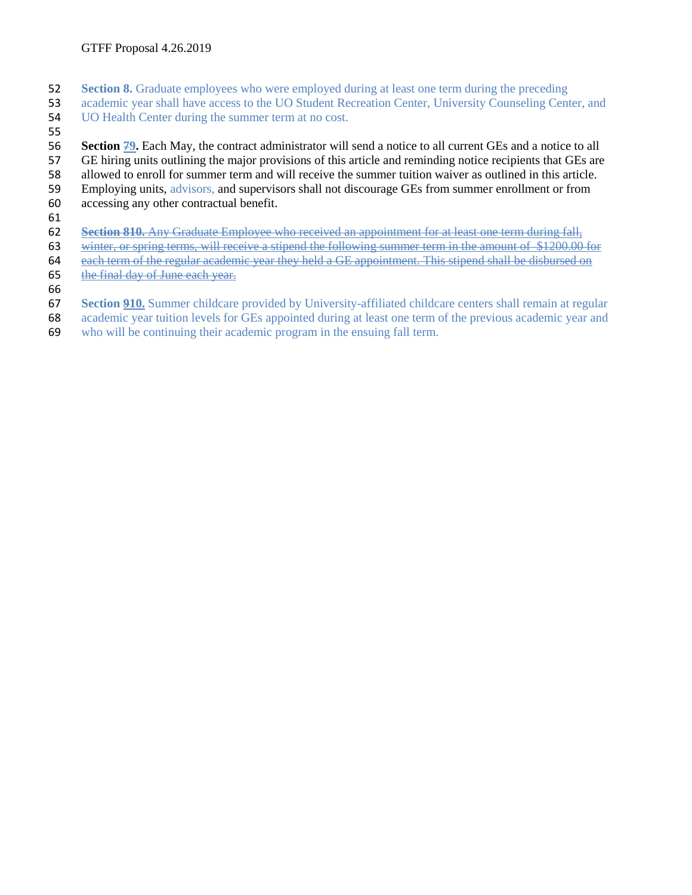**Section 8.** Graduate employees who were employed during at least one term during the preceding academic year shall have access to the UO Student Recreation Center, University Counseling Center, and UO Health Center during the summer term at no cost.

**Section ~~7~~9.** Each May, the contract administrator will send a notice to all current GEs and a notice to all GE hiring units outlining the major provisions of this article and reminding notice recipients that GEs are allowed to enroll for summer term and will receive the summer tuition waiver as outlined in this article. Employing units, advisors, and supervisors shall not discourage GEs from summer enrollment or from accessing any other contractual benefit.

~~**Section 810.** Any Graduate Employee who received an appointment for at least one term during fall, winter, or spring terms, will receive a stipend the following summer term in the amount of $1200.00 for each term of the regular academic year they held a GE appointment. This stipend shall be disbursed on the final day of June each year.~~

**Section ~~9~~10.** Summer childcare provided by University-affiliated childcare centers shall remain at regular academic year tuition levels for GEs appointed during at least one term of the previous academic year and who will be continuing their academic program in the ensuing fall term.